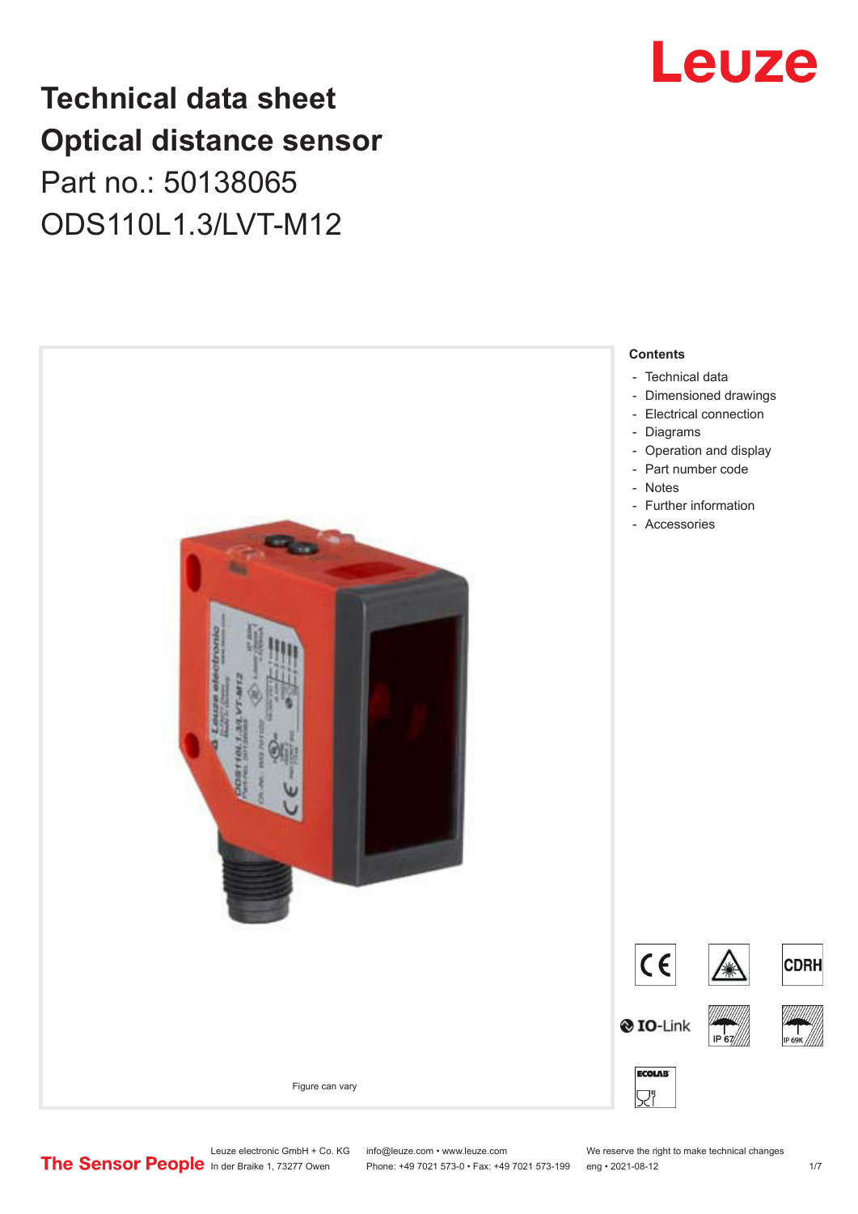# Technical data sheet
# Optical distance sensor

Part no.: 50138065

ODS110L1.3/LVT-M12

Figure can vary

**Contents**

- Technical data
- Dimensioned drawings
- Electrical connection
- Diagrams
- Operation and display
- Part number code
- Notes
- Further information
- Accessories

Leuze electronic GmbH + Co. KG
In der Braike 1, 73277 Owen

info@leuze.com • www.leuze.com
Phone: +49 7021 573-0 • Fax: +49 7021 573-199

We reserve the right to make technical changes
eng • 2021-08-12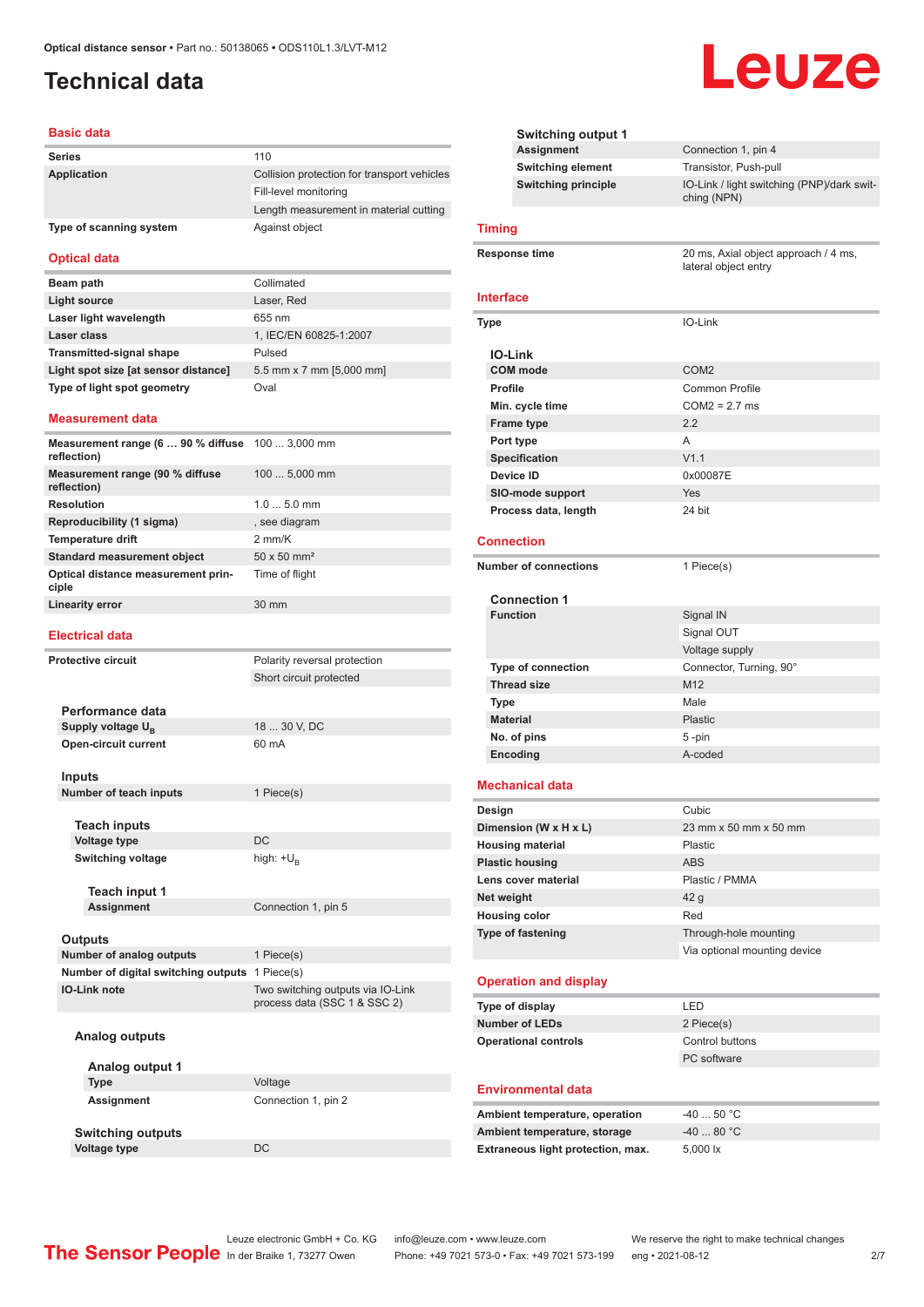Optical distance sensor • Part no.: 50138065 • ODS110L1.3/LVT-M12

# Technical data

## Basic data

| | |
|---|---|
| **Series** | 110 |
| **Application** | Collision protection for transport vehicles |
| | Fill-level monitoring |
| | Length measurement in material cutting |
| **Type of scanning system** | Against object |

## Optical data

| | |
|---|---|
| **Beam path** | Collimated |
| **Light source** | Laser, Red |
| **Laser light wavelength** | 655 nm |
| **Laser class** | 1, IEC/EN 60825-1:2007 |
| **Transmitted-signal shape** | Pulsed |
| **Light spot size [at sensor distance]** | 5.5 mm x 7 mm [5,000 mm] |
| **Type of light spot geometry** | Oval |

## Measurement data

| | |
|---|---|
| **Measurement range (6 … 90 % diffuse reflection)** | 100 ... 3,000 mm |
| **Measurement range (90 % diffuse reflection)** | 100 ... 5,000 mm |
| **Resolution** | 1.0 ... 5.0 mm |
| **Reproducibility (1 sigma)** | , see diagram |
| **Temperature drift** | 2 mm/K |
| **Standard measurement object** | 50 x 50 mm² |
| **Optical distance measurement principle** | Time of flight |
| **Linearity error** | 30 mm |

## Electrical data

| | |
|---|---|
| **Protective circuit** | Polarity reversal protection |
| | Short circuit protected |

### Performance data

| | |
|---|---|
| **Supply voltage $U_B$** | 18 ... 30 V, DC |
| **Open-circuit current** | 60 mA |

### Inputs

| | |
|---|---|
| **Number of teach inputs** | 1 Piece(s) |

#### Teach inputs

| | |
|---|---|
| **Voltage type** | DC |
| **Switching voltage** | high: $+U_B$ |

##### Teach input 1

| | |
|---|---|
| **Assignment** | Connection 1, pin 5 |

### Outputs

| | |
|---|---|
| **Number of analog outputs** | 1 Piece(s) |
| **Number of digital switching outputs** | 1 Piece(s) |
| **IO-Link note** | Two switching outputs via IO-Link process data (SSC 1 & SSC 2) |

#### Analog outputs

##### Analog output 1

| | |
|---|---|
| **Type** | Voltage |
| **Assignment** | Connection 1, pin 2 |

#### Switching outputs

| | |
|---|---|
| **Voltage type** | DC |

##### Switching output 1

| | |
|---|---|
| **Assignment** | Connection 1, pin 4 |
| **Switching element** | Transistor, Push-pull |
| **Switching principle** | IO-Link / light switching (PNP)/dark switching (NPN) |

## Timing

| | |
|---|---|
| **Response time** | 20 ms, Axial object approach / 4 ms, lateral object entry |

## Interface

| | |
|---|---|
| **Type** | IO-Link |

### IO-Link

| | |
|---|---|
| **COM mode** | COM2 |
| **Profile** | Common Profile |
| **Min. cycle time** | COM2 = 2.7 ms |
| **Frame type** | 2.2 |
| **Port type** | A |
| **Specification** | V1.1 |
| **Device ID** | 0x00087E |
| **SIO-mode support** | Yes |
| **Process data, length** | 24 bit |

## Connection

| | |
|---|---|
| **Number of connections** | 1 Piece(s) |

### Connection 1

| | |
|---|---|
| **Function** | Signal IN |
| | Signal OUT |
| | Voltage supply |
| **Type of connection** | Connector, Turning, 90° |
| **Thread size** | M12 |
| **Type** | Male |
| **Material** | Plastic |
| **No. of pins** | 5 -pin |
| **Encoding** | A-coded |

## Mechanical data

| | |
|---|---|
| **Design** | Cubic |
| **Dimension (W x H x L)** | 23 mm x 50 mm x 50 mm |
| **Housing material** | Plastic |
| **Plastic housing** | ABS |
| **Lens cover material** | Plastic / PMMA |
| **Net weight** | 42 g |
| **Housing color** | Red |
| **Type of fastening** | Through-hole mounting |
| | Via optional mounting device |

## Operation and display

| | |
|---|---|
| **Type of display** | LED |
| **Number of LEDs** | 2 Piece(s) |
| **Operational controls** | Control buttons |
| | PC software |

## Environmental data

| | |
|---|---|
| **Ambient temperature, operation** | -40 ... 50 °C |
| **Ambient temperature, storage** | -40 ... 80 °C |
| **Extraneous light protection, max.** | 5,000 lx |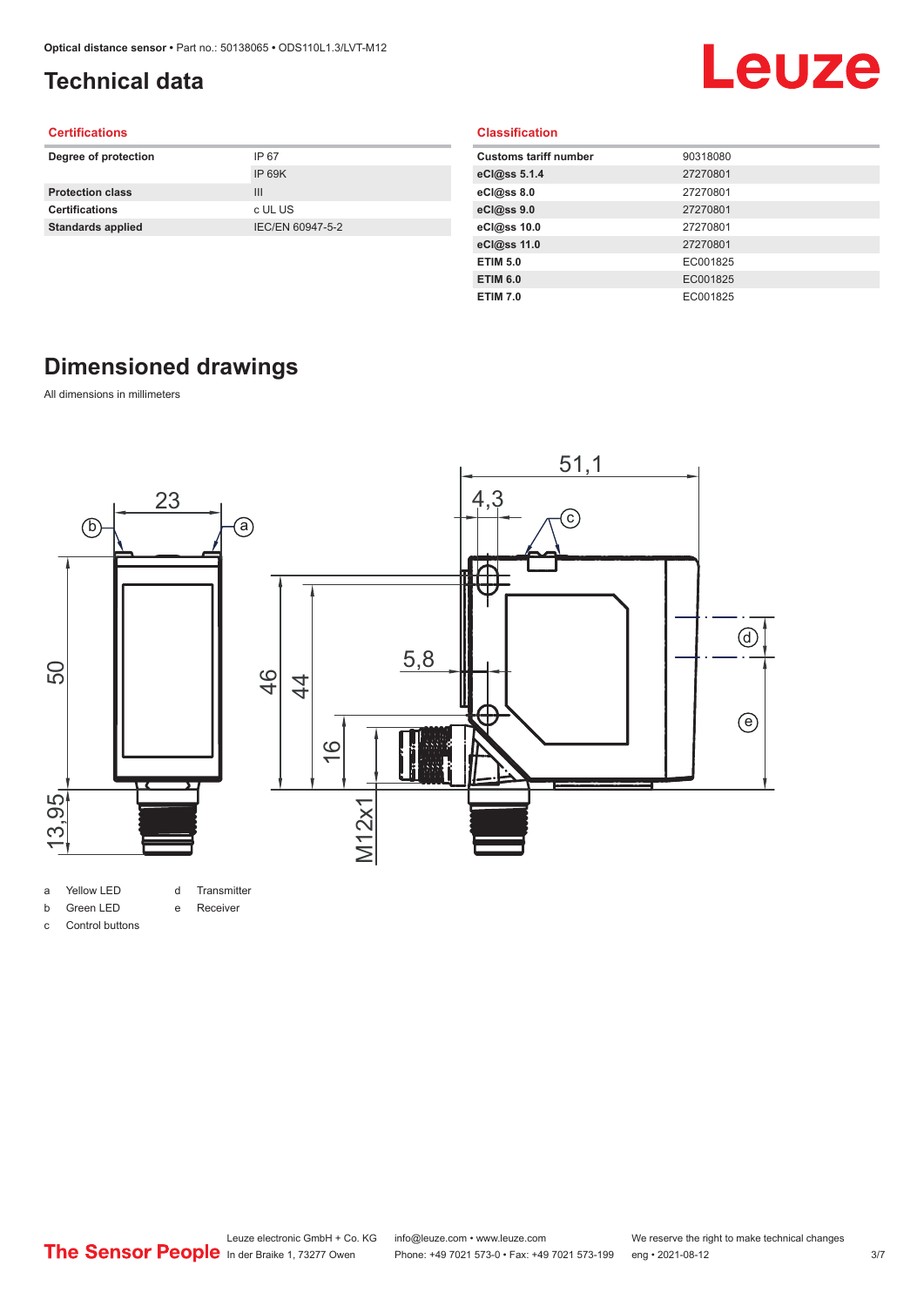# Technical data

### Certifications

| | |
|---|---|
| **Degree of protection** | IP 67 |
| | IP 69K |
| **Protection class** | III |
| **Certifications** | c UL US |
| **Standards applied** | IEC/EN 60947-5-2 |

### Classification

| | |
|---|---|
| **Customs tariff number** | 90318080 |
| **eCl@ss 5.1.4** | 27270801 |
| **eCl@ss 8.0** | 27270801 |
| **eCl@ss 9.0** | 27270801 |
| **eCl@ss 10.0** | 27270801 |
| **eCl@ss 11.0** | 27270801 |
| **ETIM 5.0** | EC001825 |
| **ETIM 6.0** | EC001825 |
| **ETIM 7.0** | EC001825 |

# Dimensioned drawings

All dimensions in millimeters

- a Yellow LED
- b Green LED
- c Control buttons
- d Transmitter
- e Receiver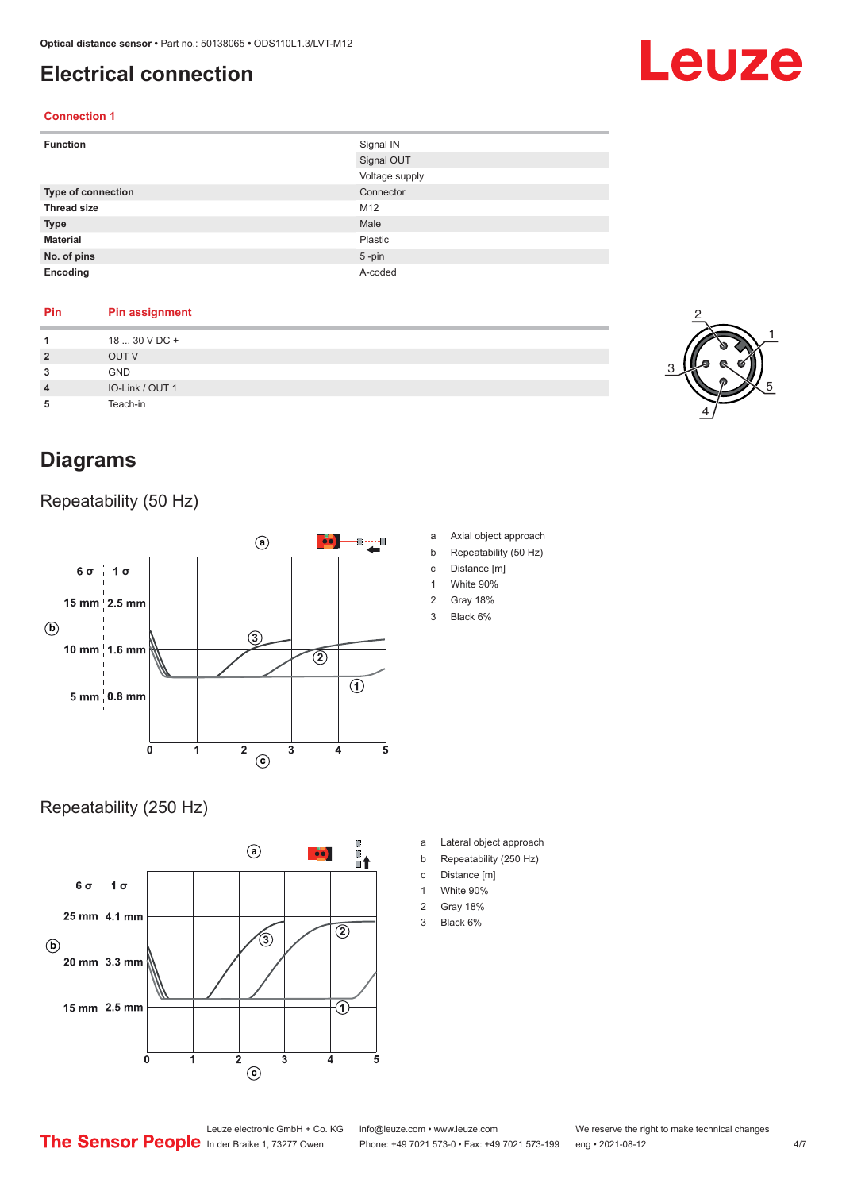# Electrical connection

### Connection 1

| | |
|---|---|
| **Function** | Signal IN |
| | Signal OUT |
| | Voltage supply |
| **Type of connection** | Connector |
| **Thread size** | M12 |
| **Type** | Male |
| **Material** | Plastic |
| **No. of pins** | 5 -pin |
| **Encoding** | A-coded |

| Pin | Pin assignment |
|---|---|
| **1** | 18 ... 30 V DC + |
| **2** | OUT V |
| **3** | GND |
| **4** | IO-Link / OUT 1 |
| **5** | Teach-in |

# Diagrams

## Repeatability (50 Hz)

| | |
|---|---|
| a | Axial object approach |
| b | Repeatability (50 Hz) |
| c | Distance [m] |
| 1 | White 90% |
| 2 | Gray 18% |
| 3 | Black 6% |

## Repeatability (250 Hz)

| | |
|---|---|
| a | Lateral object approach |
| b | Repeatability (250 Hz) |
| c | Distance [m] |
| 1 | White 90% |
| 2 | Gray 18% |
| 3 | Black 6% |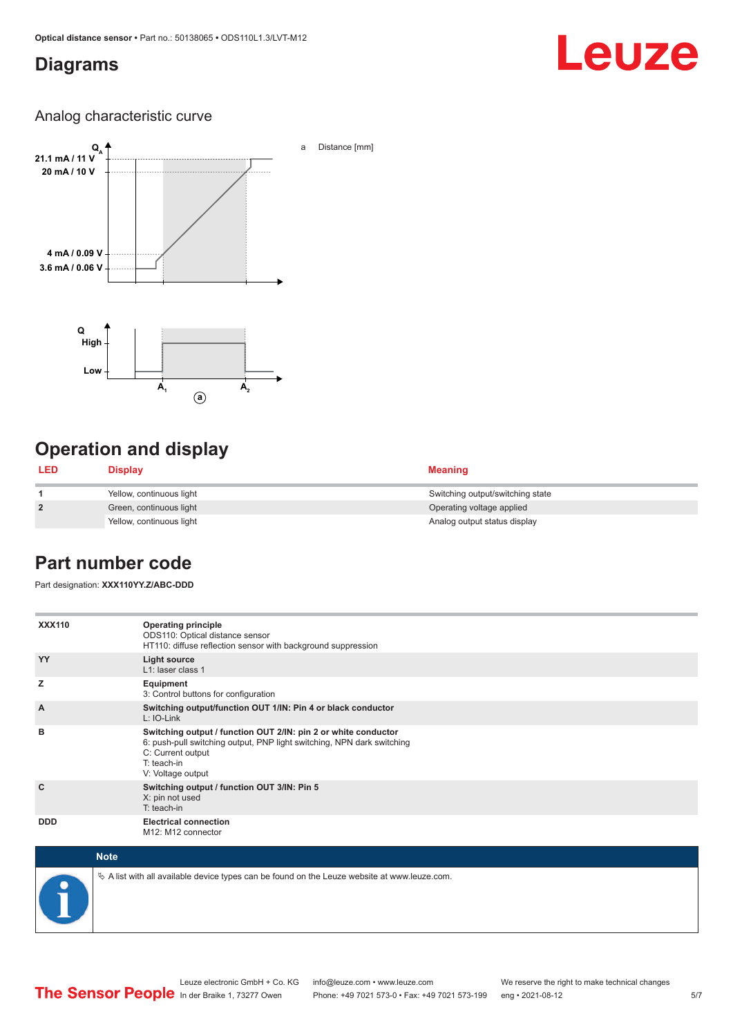## Diagrams

### Analog characteristic curve

$Q_A$

21.1 mA / 11 V

20 mA / 10 V

4 mA / 0.09 V

3.6 mA / 0.06 V

a Distance [mm]

Q

High

Low

$A_1$ $A_2$

a

## Operation and display

| LED | Display | Meaning |
|---|---|---|
| 1 | Yellow, continuous light | Switching output/switching state |
| 2 | Green, continuous light | Operating voltage applied |
| | Yellow, continuous light | Analog output status display |

## Part number code

Part designation: **XXX110YY.Z/ABC-DDD**

| | |
|---|---|
| **XXX110** | **Operating principle**<br>ODS110: Optical distance sensor<br>HT110: diffuse reflection sensor with background suppression |
| **YY** | **Light source**<br>L1: laser class 1 |
| **Z** | **Equipment**<br>3: Control buttons for configuration |
| **A** | **Switching output/function OUT 1/IN: Pin 4 or black conductor**<br>L: IO-Link |
| **B** | **Switching output / function OUT 2/IN: pin 2 or white conductor**<br>6: push-pull switching output, PNP light switching, NPN dark switching<br>C: Current output<br>T: teach-in<br>V: Voltage output |
| **C** | **Switching output / function OUT 3/IN: Pin 5**<br>X: pin not used<br>T: teach-in |
| **DDD** | **Electrical connection**<br>M12: M12 connector |

**Note**

A list with all available device types can be found on the Leuze website at www.leuze.com.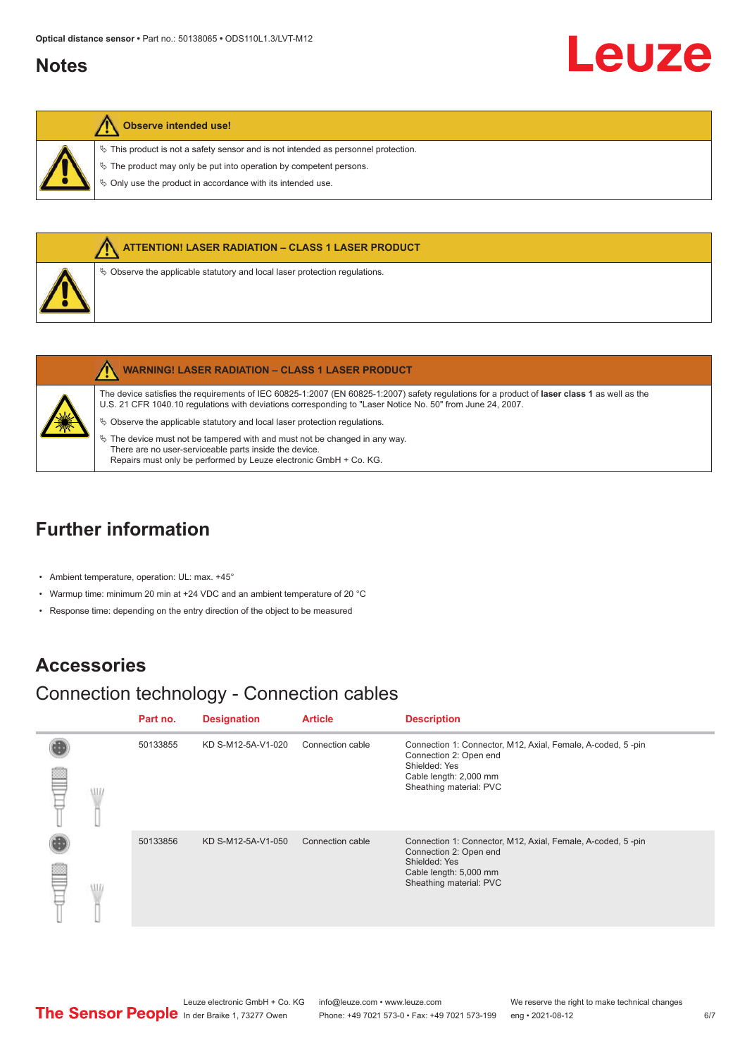## Notes

**Observe intended use!**

- ↳ This product is not a safety sensor and is not intended as personnel protection.
- ↳ The product may only be put into operation by competent persons.
- ↳ Only use the product in accordance with its intended use.

**ATTENTION! LASER RADIATION – CLASS 1 LASER PRODUCT**

- ↳ Observe the applicable statutory and local laser protection regulations.

**WARNING! LASER RADIATION – CLASS 1 LASER PRODUCT**

The device satisfies the requirements of IEC 60825-1:2007 (EN 60825-1:2007) safety regulations for a product of **laser class 1** as well as the U.S. 21 CFR 1040.10 regulations with deviations corresponding to "Laser Notice No. 50" from June 24, 2007.

- ↳ Observe the applicable statutory and local laser protection regulations.
- ↳ The device must not be tampered with and must not be changed in any way.
  There are no user-serviceable parts inside the device.
  Repairs must only be performed by Leuze electronic GmbH + Co. KG.

## Further information

- Ambient temperature, operation: UL: max. +45°
- Warmup time: minimum 20 min at +24 VDC and an ambient temperature of 20 °C
- Response time: depending on the entry direction of the object to be measured

## Accessories

### Connection technology - Connection cables

| Part no. | Designation | Article | Description |
|---|---|---|---|
| 50133855 | KD S-M12-5A-V1-020 | Connection cable | Connection 1: Connector, M12, Axial, Female, A-coded, 5 -pin<br>Connection 2: Open end<br>Shielded: Yes<br>Cable length: 2,000 mm<br>Sheathing material: PVC |
| 50133856 | KD S-M12-5A-V1-050 | Connection cable | Connection 1: Connector, M12, Axial, Female, A-coded, 5 -pin<br>Connection 2: Open end<br>Shielded: Yes<br>Cable length: 5,000 mm<br>Sheathing material: PVC |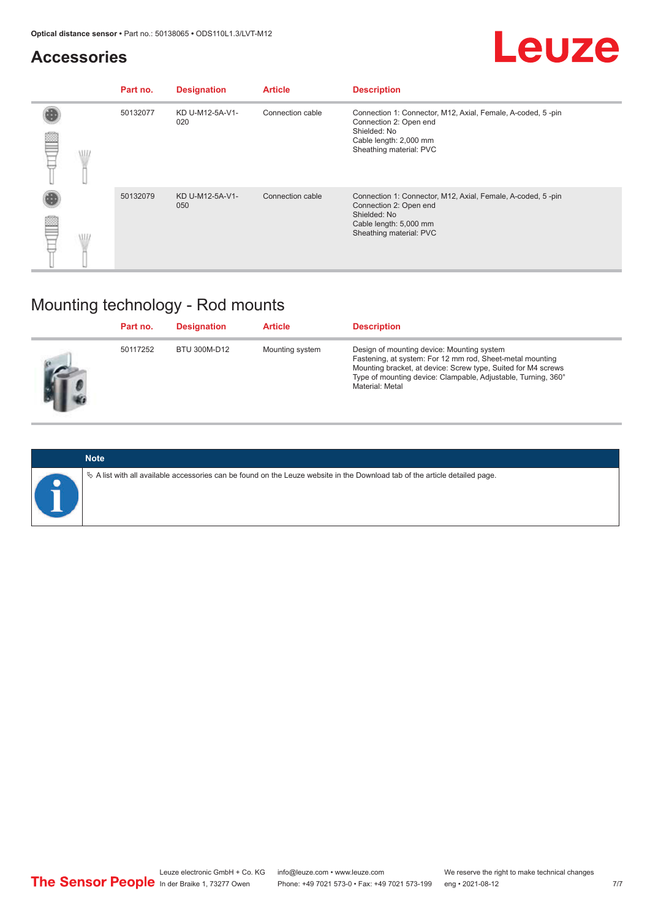## Accessories

| | Part no. | Designation | Article | Description |
|---|---|---|---|---|
| | 50132077 | KD U-M12-5A-V1-020 | Connection cable | Connection 1: Connector, M12, Axial, Female, A-coded, 5 -pin<br>Connection 2: Open end<br>Shielded: No<br>Cable length: 2,000 mm<br>Sheathing material: PVC |
| | 50132079 | KD U-M12-5A-V1-050 | Connection cable | Connection 1: Connector, M12, Axial, Female, A-coded, 5 -pin<br>Connection 2: Open end<br>Shielded: No<br>Cable length: 5,000 mm<br>Sheathing material: PVC |

## Mounting technology - Rod mounts

| | Part no. | Designation | Article | Description |
|---|---|---|---|---|
| | 50117252 | BTU 300M-D12 | Mounting system | Design of mounting device: Mounting system<br>Fastening, at system: For 12 mm rod, Sheet-metal mounting<br>Mounting bracket, at device: Screw type, Suited for M4 screws<br>Type of mounting device: Clampable, Adjustable, Turning, 360°<br>Material: Metal |

**Note**

A list with all available accessories can be found on the Leuze website in the Download tab of the article detailed page.